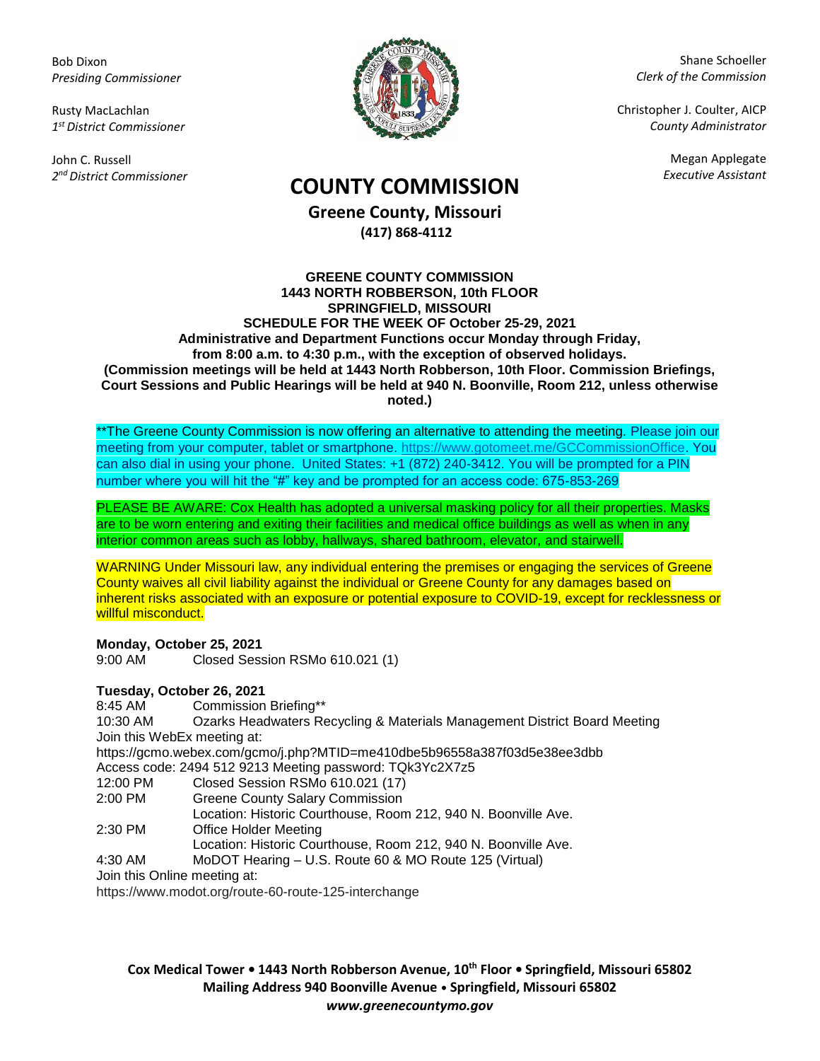Bob Dixon
*Presiding Commissioner*

Rusty MacLachlan
*1st District Commissioner*

John C. Russell
*2nd District Commissioner*

Shane Schoeller
*Clerk of the Commission*

Christopher J. Coulter, AICP
*County Administrator*

Megan Applegate
*Executive Assistant*

# COUNTY COMMISSION

## Greene County, Missouri

**(417) 868-4112**

**GREENE COUNTY COMMISSION**
**1443 NORTH ROBBERSON, 10th FLOOR**
**SPRINGFIELD, MISSOURI**
**SCHEDULE FOR THE WEEK OF October 25-29, 2021**
**Administrative and Department Functions occur Monday through Friday, from 8:00 a.m. to 4:30 p.m., with the exception of observed holidays.**
**(Commission meetings will be held at 1443 North Robberson, 10th Floor. Commission Briefings, Court Sessions and Public Hearings will be held at 940 N. Boonville, Room 212, unless otherwise noted.)**

**The Greene County Commission is now offering an alternative to attending the meeting. Please join our meeting from your computer, tablet or smartphone. https://www.gotomeet.me/GCCommissionOffice. You can also dial in using your phone. United States: +1 (872) 240-3412. You will be prompted for a PIN number where you will hit the "#" key and be prompted for an access code: 675-853-269

PLEASE BE AWARE: Cox Health has adopted a universal masking policy for all their properties. Masks are to be worn entering and exiting their facilities and medical office buildings as well as when in any interior common areas such as lobby, hallways, shared bathroom, elevator, and stairwell.

WARNING Under Missouri law, any individual entering the premises or engaging the services of Greene County waives all civil liability against the individual or Greene County for any damages based on inherent risks associated with an exposure or potential exposure to COVID-19, except for recklessness or willful misconduct.

**Monday, October 25, 2021**

9:00 AM Closed Session RSMo 610.021 (1)

**Tuesday, October 26, 2021**

8:45 AM Commission Briefing**

10:30 AM Ozarks Headwaters Recycling & Materials Management District Board Meeting

Join this WebEx meeting at:
https://gcmo.webex.com/gcmo/j.php?MTID=me410dbe5b96558a387f03d5e38ee3dbb
Access code: 2494 512 9213 Meeting password: TQk3Yc2X7z5

12:00 PM Closed Session RSMo 610.021 (17)

2:00 PM Greene County Salary Commission
Location: Historic Courthouse, Room 212, 940 N. Boonville Ave.

2:30 PM Office Holder Meeting
Location: Historic Courthouse, Room 212, 940 N. Boonville Ave.

4:30 AM MoDOT Hearing – U.S. Route 60 & MO Route 125 (Virtual)

Join this Online meeting at:
https://www.modot.org/route-60-route-125-interchange

**Cox Medical Tower • 1443 North Robberson Avenue, 10th Floor • Springfield, Missouri 65802**
**Mailing Address 940 Boonville Avenue • Springfield, Missouri 65802**
***www.greenecountymo.gov***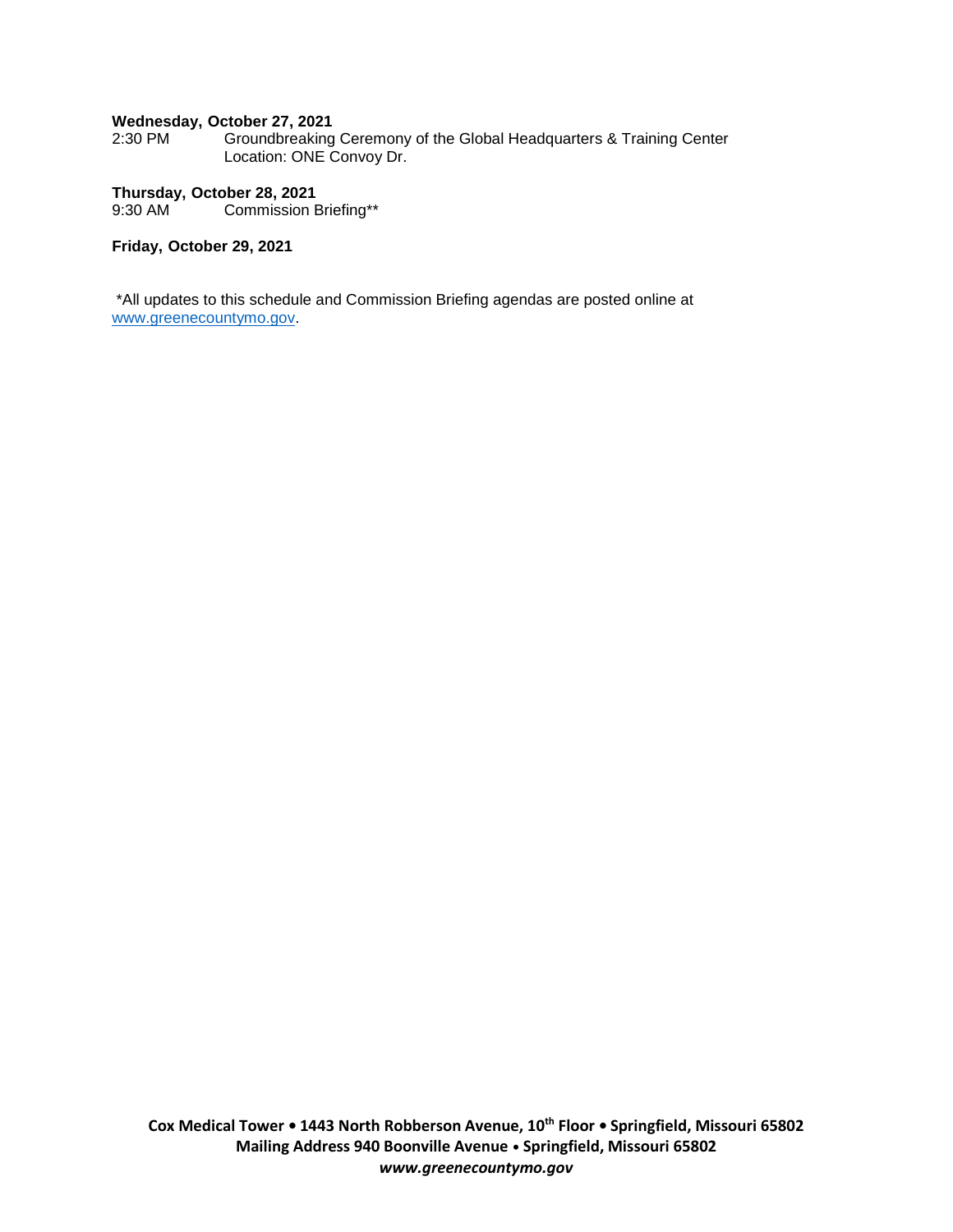**Wednesday, October 27, 2021**

2:30 PM Groundbreaking Ceremony of the Global Headquarters & Training Center
Location: ONE Convoy Dr.

**Thursday, October 28, 2021**

9:30 AM Commission Briefing**

**Friday, October 29, 2021**

*All updates to this schedule and Commission Briefing agendas are posted online at www.greenecountymo.gov.

**Cox Medical Tower • 1443 North Robberson Avenue, 10th Floor • Springfield, Missouri 65802**
**Mailing Address 940 Boonville Avenue • Springfield, Missouri 65802**
***www.greenecountymo.gov***